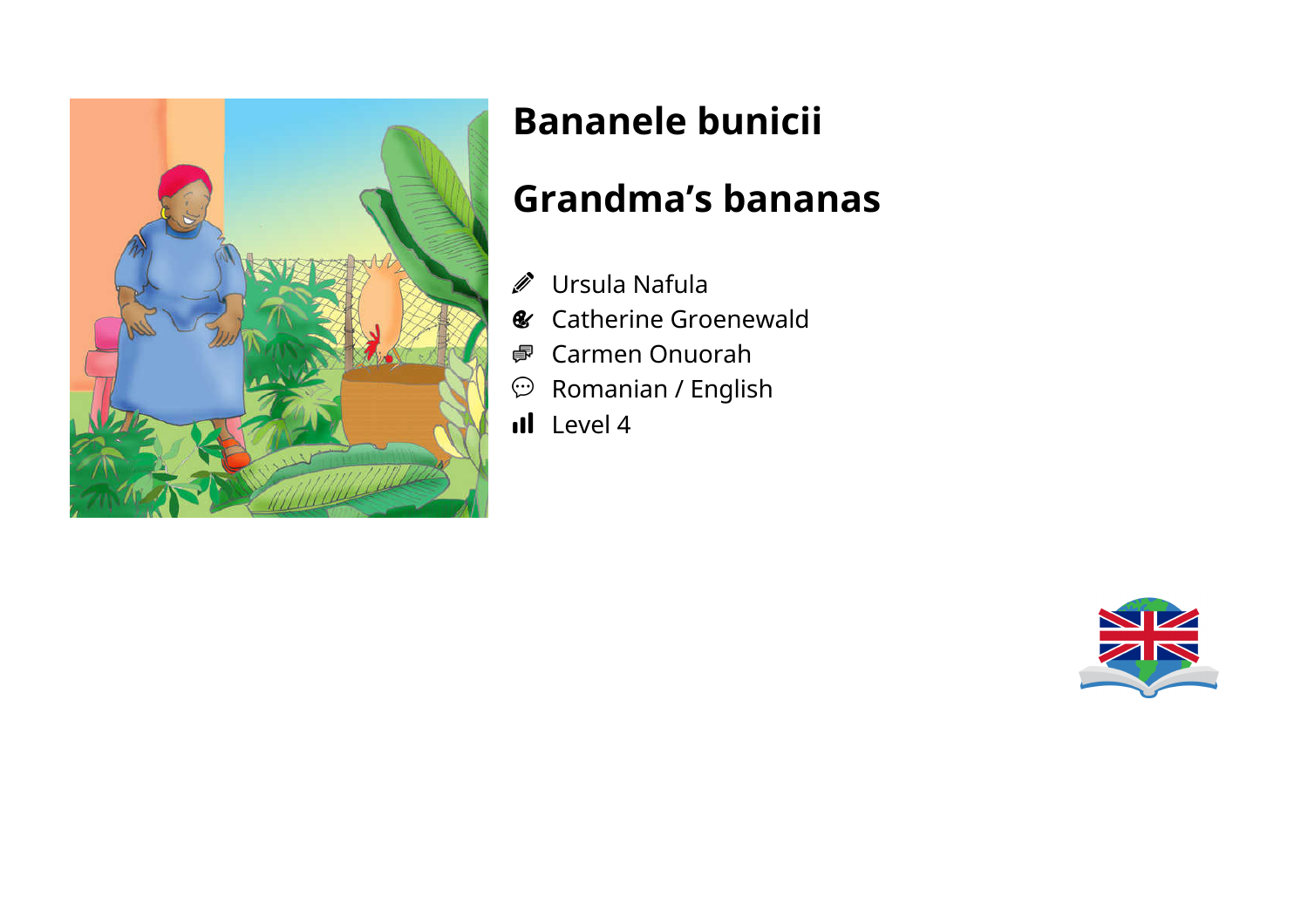# Bananele bunicii

# Grandma's bananas

- Ursula Nafula
- Catherine Groenewald
- Carmen Onuorah
- Romanian / English
- Level 4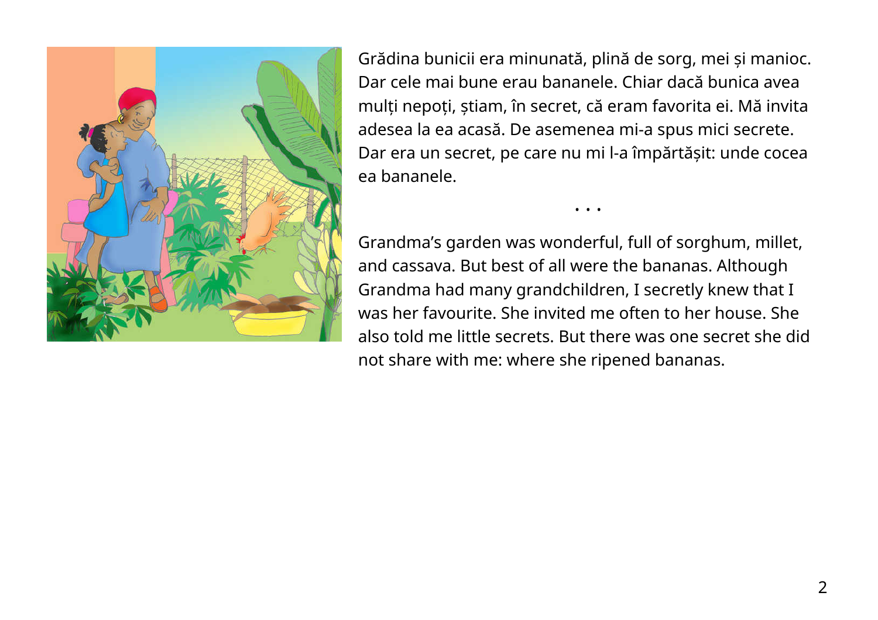Grădina bunicii era minunată, plină de sorg, mei și manioc. Dar cele mai bune erau bananele. Chiar dacă bunica avea mulți nepoți, știam, în secret, că eram favorita ei. Mă invita adesea la ea acasă. De asemenea mi-a spus mici secrete. Dar era un secret, pe care nu mi l-a împărtășit: unde cocea ea bananele.

• • •

Grandma’s garden was wonderful, full of sorghum, millet, and cassava. But best of all were the bananas. Although Grandma had many grandchildren, I secretly knew that I was her favourite. She invited me often to her house. She also told me little secrets. But there was one secret she did not share with me: where she ripened bananas.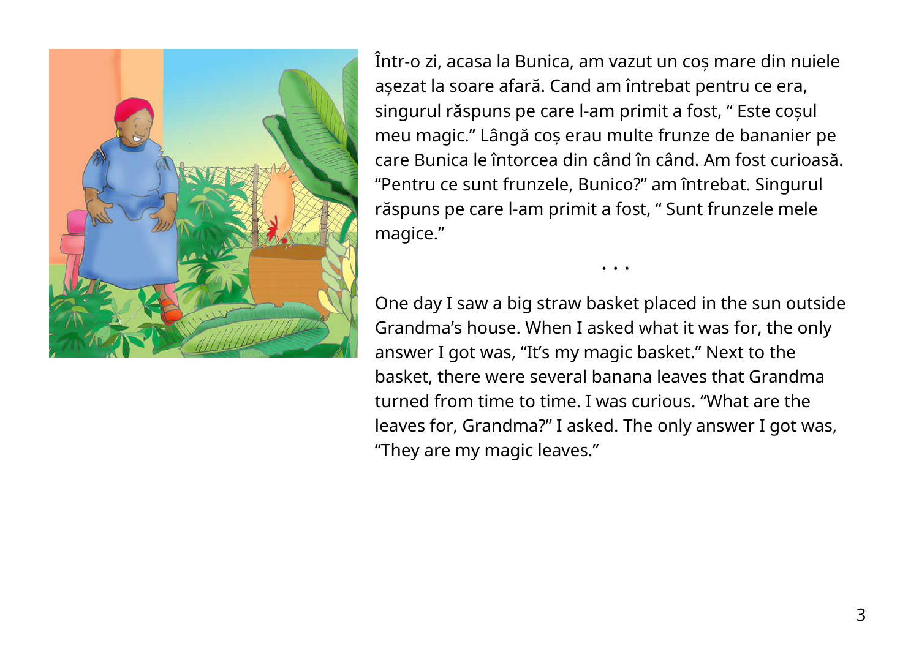Într-o zi, acasa la Bunica, am vazut un coș mare din nuiele așezat la soare afară. Cand am întrebat pentru ce era, singurul răspuns pe care l-am primit a fost, " Este coșul meu magic." Lângă coș erau multe frunze de bananier pe care Bunica le întorcea din când în când. Am fost curioasă. "Pentru ce sunt frunzele, Bunico?" am întrebat. Singurul răspuns pe care l-am primit a fost, " Sunt frunzele mele magice."

• • •

One day I saw a big straw basket placed in the sun outside Grandma's house. When I asked what it was for, the only answer I got was, "It's my magic basket." Next to the basket, there were several banana leaves that Grandma turned from time to time. I was curious. "What are the leaves for, Grandma?" I asked. The only answer I got was, "They are my magic leaves."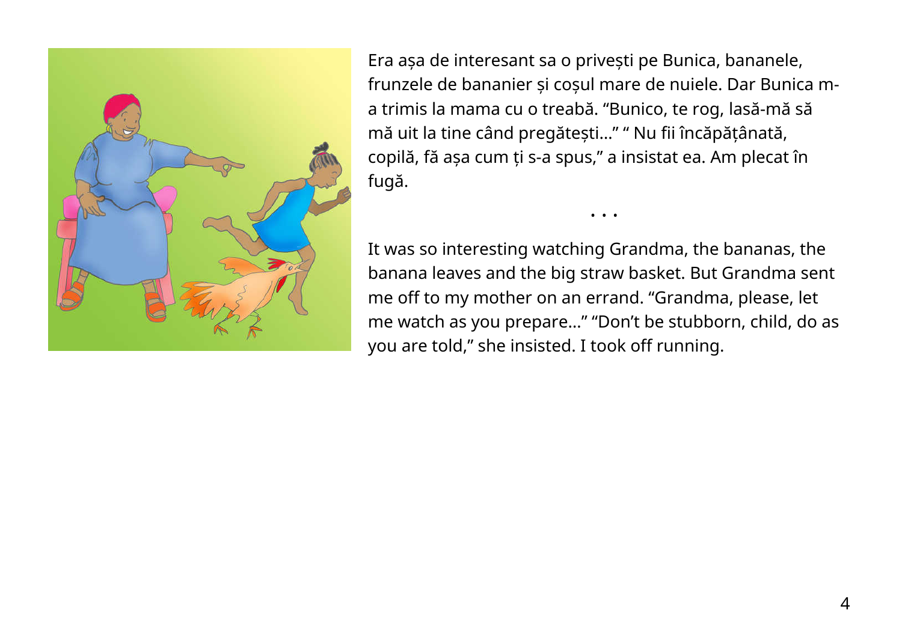Era așa de interesant sa o privești pe Bunica, bananele, frunzele de bananier și coșul mare de nuiele. Dar Bunica m-a trimis la mama cu o treabă. “Bunico, te rog, lasă-mă să mă uit la tine când pregătești...” “ Nu fii încăpățânată, copilă, fă așa cum ți s-a spus,” a insistat ea. Am plecat în fugă.

• • •

It was so interesting watching Grandma, the bananas, the banana leaves and the big straw basket. But Grandma sent me off to my mother on an errand. “Grandma, please, let me watch as you prepare...” “Don’t be stubborn, child, do as you are told,” she insisted. I took off running.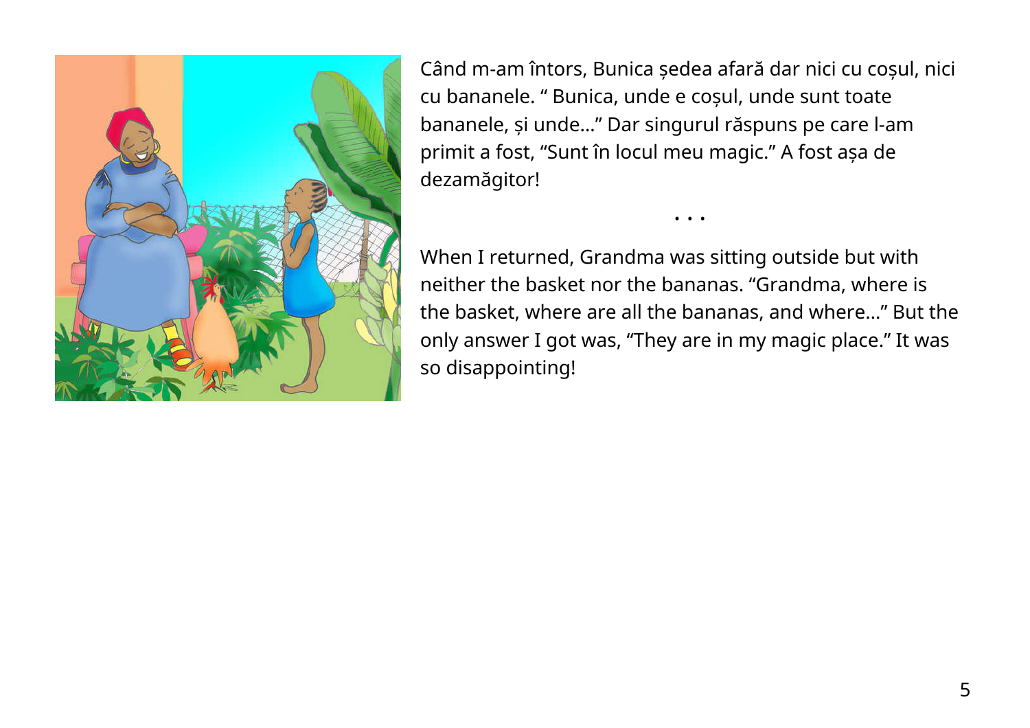Când m-am întors, Bunica ședea afară dar nici cu coșul, nici cu bananele. " Bunica, unde e coșul, unde sunt toate bananele, și unde..." Dar singurul răspuns pe care l-am primit a fost, "Sunt în locul meu magic." A fost așa de dezamăgitor!

• • •

When I returned, Grandma was sitting outside but with neither the basket nor the bananas. "Grandma, where is the basket, where are all the bananas, and where..." But the only answer I got was, "They are in my magic place." It was so disappointing!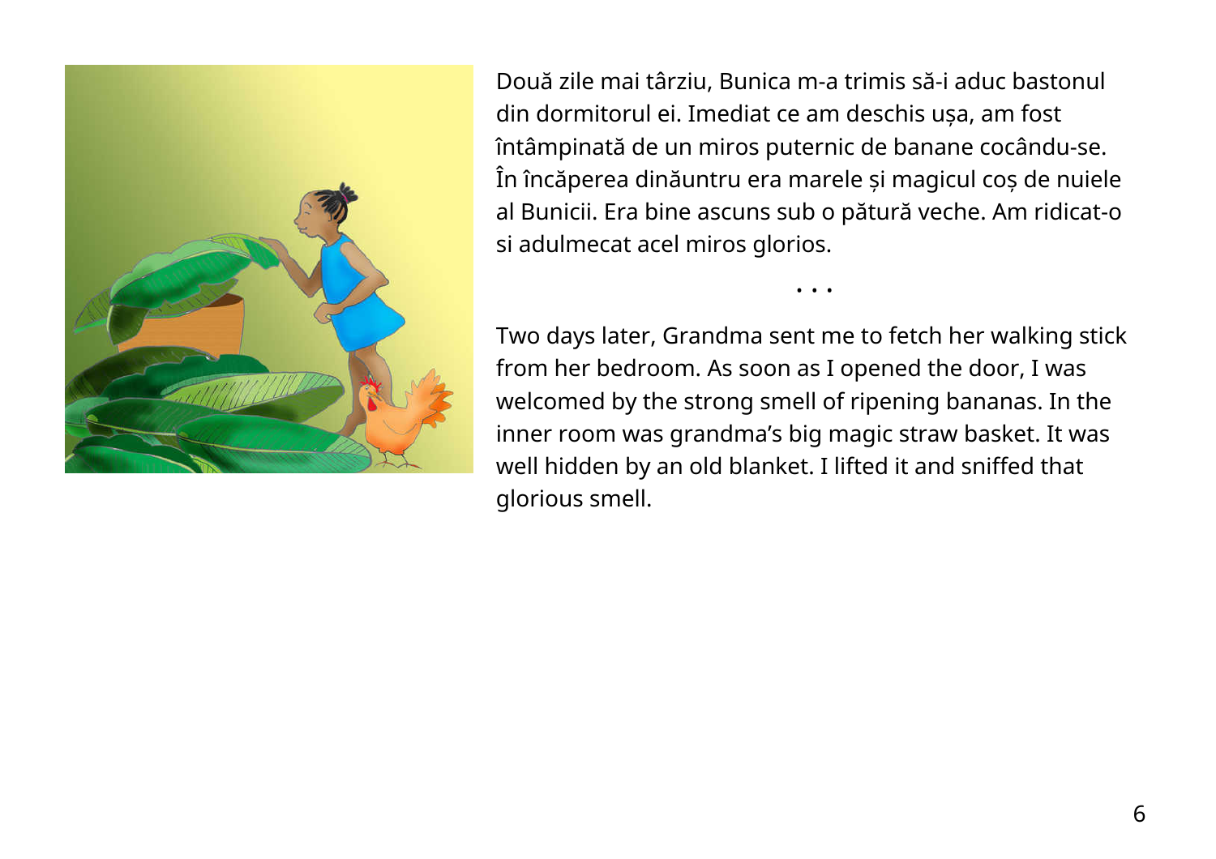Două zile mai târziu, Bunica m-a trimis să-i aduc bastonul din dormitorul ei. Imediat ce am deschis ușa, am fost întâmpinată de un miros puternic de banane cocându-se. În încăperea dinăuntru era marele și magicul coș de nuiele al Bunicii. Era bine ascuns sub o pătură veche. Am ridicat-o si adulmecat acel miros glorios.

• • •

Two days later, Grandma sent me to fetch her walking stick from her bedroom. As soon as I opened the door, I was welcomed by the strong smell of ripening bananas. In the inner room was grandma's big magic straw basket. It was well hidden by an old blanket. I lifted it and sniffed that glorious smell.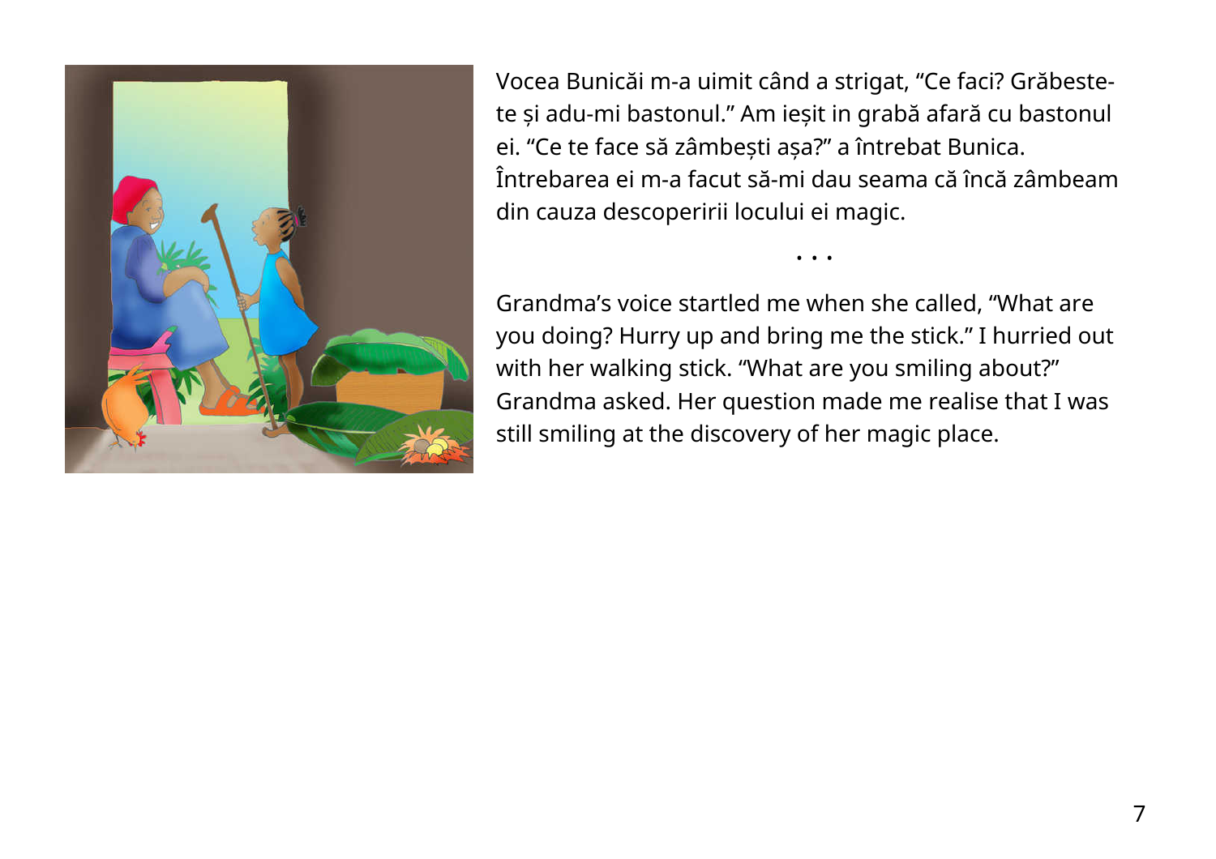Vocea Bunicăi m-a uimit când a strigat, “Ce faci? Grăbește-te și adu-mi bastonul.” Am ieșit in grabă afară cu bastonul ei. “Ce te face să zâmbești așa?” a întrebat Bunica. Întrebarea ei m-a facut să-mi dau seama că încă zâmbeam din cauza descoperirii locului ei magic.

• • •

Grandma’s voice startled me when she called, “What are you doing? Hurry up and bring me the stick.” I hurried out with her walking stick. “What are you smiling about?” Grandma asked. Her question made me realise that I was still smiling at the discovery of her magic place.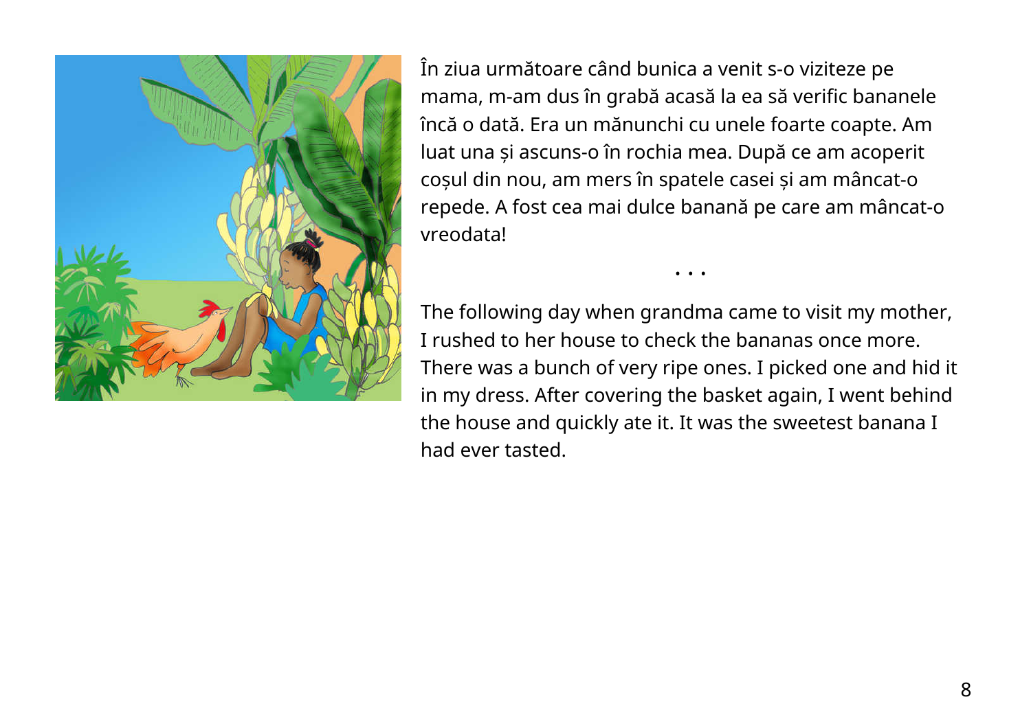În ziua următoare când bunica a venit s-o viziteze pe mama, m-am dus în grabă acasă la ea să verific bananele încă o dată. Era un mănunchi cu unele foarte coapte. Am luat una și ascuns-o în rochia mea. După ce am acoperit coșul din nou, am mers în spatele casei și am mâncat-o repede. A fost cea mai dulce banană pe care am mâncat-o vreodata!

• • •

The following day when grandma came to visit my mother, I rushed to her house to check the bananas once more. There was a bunch of very ripe ones. I picked one and hid it in my dress. After covering the basket again, I went behind the house and quickly ate it. It was the sweetest banana I had ever tasted.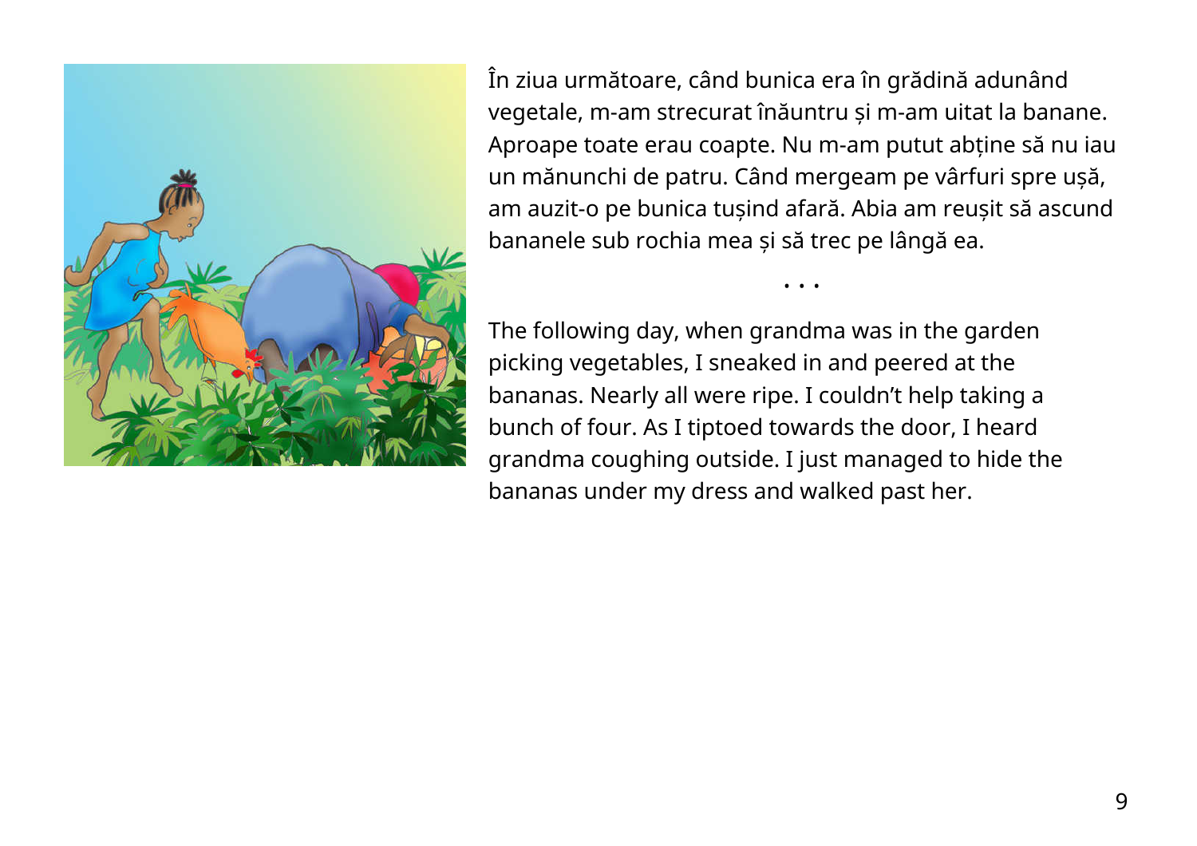În ziua următoare, când bunica era în grădină adunând vegetale, m-am strecurat înăuntru și m-am uitat la banane. Aproape toate erau coapte. Nu m-am putut abține să nu iau un mănunchi de patru. Când mergeam pe vârfuri spre ușă, am auzit-o pe bunica tușind afară. Abia am reușit să ascund bananele sub rochia mea și să trec pe lângă ea.

• • •

The following day, when grandma was in the garden picking vegetables, I sneaked in and peered at the bananas. Nearly all were ripe. I couldn't help taking a bunch of four. As I tiptoed towards the door, I heard grandma coughing outside. I just managed to hide the bananas under my dress and walked past her.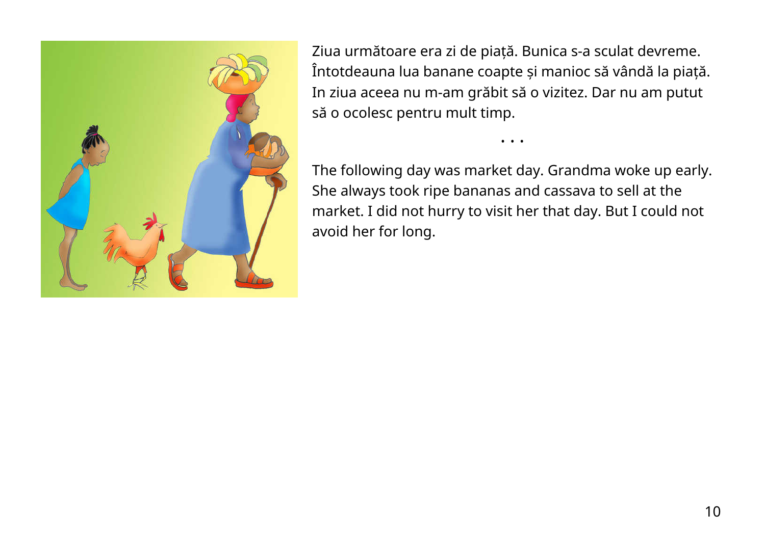Ziua următoare era zi de piață. Bunica s-a sculat devreme. Întotdeauna lua banane coapte și manioc să vândă la piață. In ziua aceea nu m-am grăbit să o vizitez. Dar nu am putut să o ocolesc pentru mult timp.

• • •

The following day was market day. Grandma woke up early. She always took ripe bananas and cassava to sell at the market. I did not hurry to visit her that day. But I could not avoid her for long.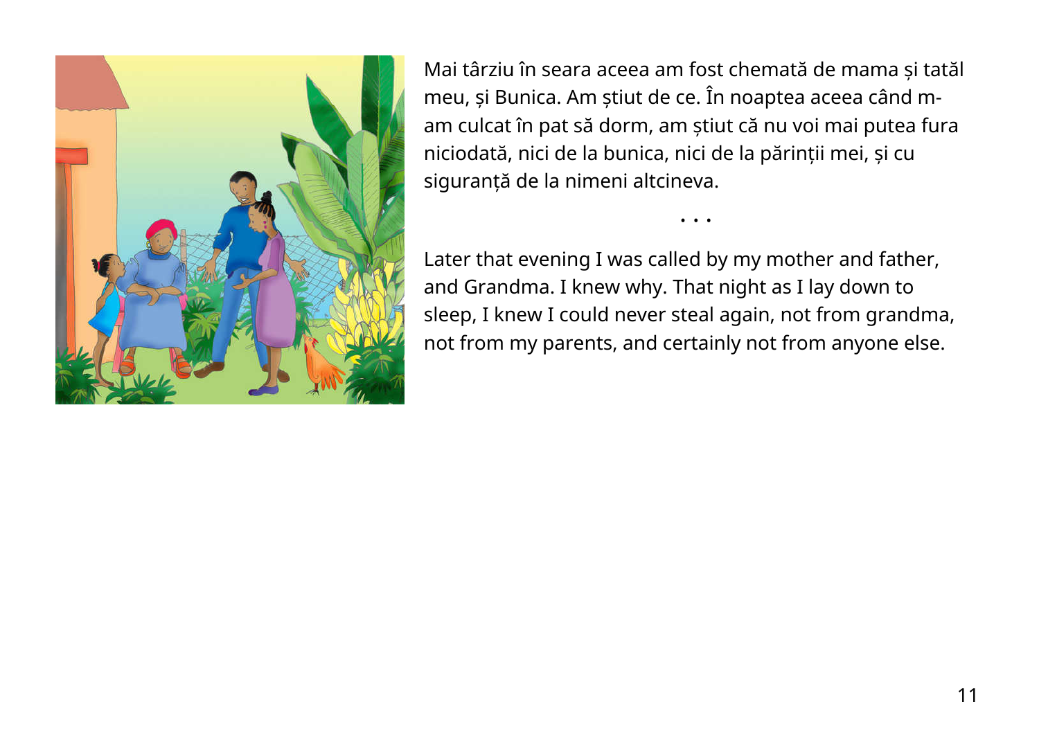Mai târziu în seara aceea am fost chemată de mama și tatăl meu, și Bunica. Am știut de ce. În noaptea aceea când m-am culcat în pat să dorm, am știut că nu voi mai putea fura niciodată, nici de la bunica, nici de la părinții mei, și cu siguranță de la nimeni altcineva.

• • •

Later that evening I was called by my mother and father, and Grandma. I knew why. That night as I lay down to sleep, I knew I could never steal again, not from grandma, not from my parents, and certainly not from anyone else.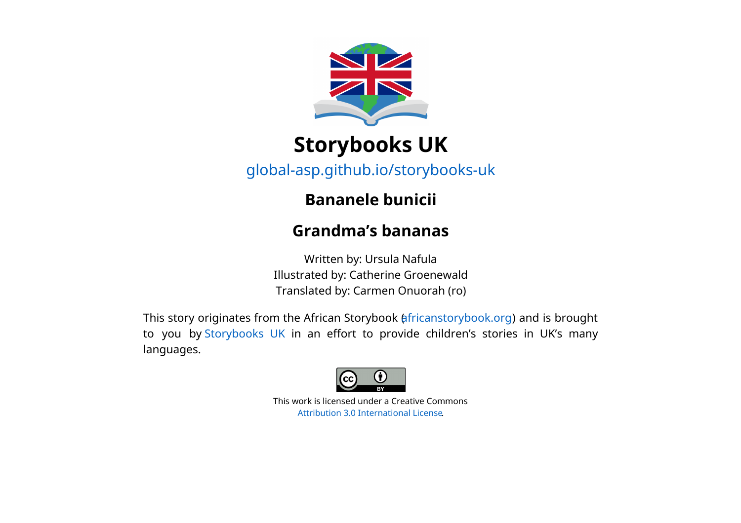# Storybooks UK

global-asp.github.io/storybooks-uk

## Bananele bunicii

## Grandma's bananas

Written by: Ursula Nafula
Illustrated by: Catherine Groenewald
Translated by: Carmen Onuorah (ro)

This story originates from the African Storybook (africanstorybook.org) and is brought to you by Storybooks UK in an effort to provide children's stories in UK's many languages.

This work is licensed under a Creative Commons Attribution 3.0 International License.